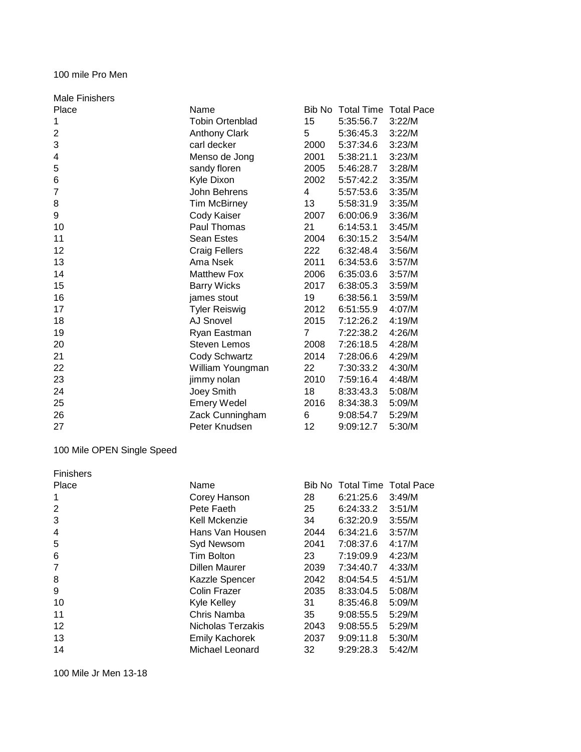100 mile Pro Men

Male Finishers

| Place | Name | Bib No | Total Time | Total Pace |
|---|---|---|---|---|
| 1 | Tobin Ortenblad | 15 | 5:35:56.7 | 3:22/M |
| 2 | Anthony Clark | 5 | 5:36:45.3 | 3:22/M |
| 3 | carl decker | 2000 | 5:37:34.6 | 3:23/M |
| 4 | Menso de Jong | 2001 | 5:38:21.1 | 3:23/M |
| 5 | sandy floren | 2005 | 5:46:28.7 | 3:28/M |
| 6 | Kyle Dixon | 2002 | 5:57:42.2 | 3:35/M |
| 7 | John Behrens | 4 | 5:57:53.6 | 3:35/M |
| 8 | Tim McBirney | 13 | 5:58:31.9 | 3:35/M |
| 9 | Cody Kaiser | 2007 | 6:00:06.9 | 3:36/M |
| 10 | Paul Thomas | 21 | 6:14:53.1 | 3:45/M |
| 11 | Sean Estes | 2004 | 6:30:15.2 | 3:54/M |
| 12 | Craig Fellers | 222 | 6:32:48.4 | 3:56/M |
| 13 | Ama Nsek | 2011 | 6:34:53.6 | 3:57/M |
| 14 | Matthew Fox | 2006 | 6:35:03.6 | 3:57/M |
| 15 | Barry Wicks | 2017 | 6:38:05.3 | 3:59/M |
| 16 | james stout | 19 | 6:38:56.1 | 3:59/M |
| 17 | Tyler Reiswig | 2012 | 6:51:55.9 | 4:07/M |
| 18 | AJ Snovel | 2015 | 7:12:26.2 | 4:19/M |
| 19 | Ryan Eastman | 7 | 7:22:38.2 | 4:26/M |
| 20 | Steven Lemos | 2008 | 7:26:18.5 | 4:28/M |
| 21 | Cody Schwartz | 2014 | 7:28:06.6 | 4:29/M |
| 22 | William Youngman | 22 | 7:30:33.2 | 4:30/M |
| 23 | jimmy nolan | 2010 | 7:59:16.4 | 4:48/M |
| 24 | Joey Smith | 18 | 8:33:43.3 | 5:08/M |
| 25 | Emery Wedel | 2016 | 8:34:38.3 | 5:09/M |
| 26 | Zack Cunningham | 6 | 9:08:54.7 | 5:29/M |
| 27 | Peter Knudsen | 12 | 9:09:12.7 | 5:30/M |

100 Mile OPEN Single Speed

Finishers

| Place | Name | Bib No | Total Time | Total Pace |
|---|---|---|---|---|
| 1 | Corey Hanson | 28 | 6:21:25.6 | 3:49/M |
| 2 | Pete Faeth | 25 | 6:24:33.2 | 3:51/M |
| 3 | Kell Mckenzie | 34 | 6:32:20.9 | 3:55/M |
| 4 | Hans Van Housen | 2044 | 6:34:21.6 | 3:57/M |
| 5 | Syd Newsom | 2041 | 7:08:37.6 | 4:17/M |
| 6 | Tim Bolton | 23 | 7:19:09.9 | 4:23/M |
| 7 | Dillen Maurer | 2039 | 7:34:40.7 | 4:33/M |
| 8 | Kazzle Spencer | 2042 | 8:04:54.5 | 4:51/M |
| 9 | Colin Frazer | 2035 | 8:33:04.5 | 5:08/M |
| 10 | Kyle Kelley | 31 | 8:35:46.8 | 5:09/M |
| 11 | Chris Namba | 35 | 9:08:55.5 | 5:29/M |
| 12 | Nicholas Terzakis | 2043 | 9:08:55.5 | 5:29/M |
| 13 | Emily Kachorek | 2037 | 9:09:11.8 | 5:30/M |
| 14 | Michael Leonard | 32 | 9:29:28.3 | 5:42/M |

100 Mile Jr Men 13-18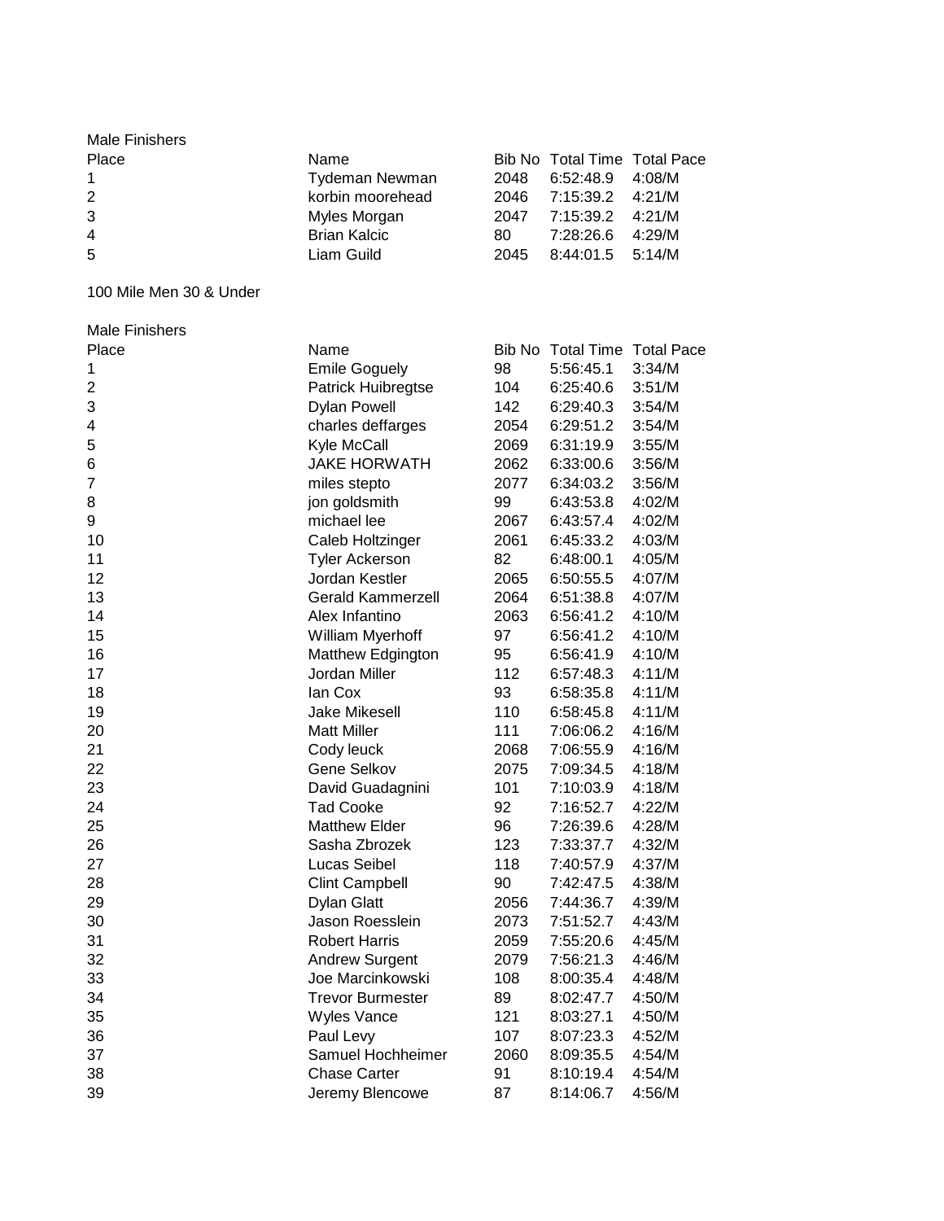Male Finishers

| Place | Name | Bib No | Total Time | Total Pace |
|---|---|---|---|---|
| 1 | Tydeman Newman | 2048 | 6:52:48.9 | 4:08/M |
| 2 | korbin moorehead | 2046 | 7:15:39.2 | 4:21/M |
| 3 | Myles Morgan | 2047 | 7:15:39.2 | 4:21/M |
| 4 | Brian Kalcic | 80 | 7:28:26.6 | 4:29/M |
| 5 | Liam Guild | 2045 | 8:44:01.5 | 5:14/M |

100 Mile Men 30 & Under

Male Finishers

| Place | Name | Bib No | Total Time | Total Pace |
|---|---|---|---|---|
| 1 | Emile Goguely | 98 | 5:56:45.1 | 3:34/M |
| 2 | Patrick Huibregtse | 104 | 6:25:40.6 | 3:51/M |
| 3 | Dylan Powell | 142 | 6:29:40.3 | 3:54/M |
| 4 | charles deffarges | 2054 | 6:29:51.2 | 3:54/M |
| 5 | Kyle McCall | 2069 | 6:31:19.9 | 3:55/M |
| 6 | JAKE HORWATH | 2062 | 6:33:00.6 | 3:56/M |
| 7 | miles stepto | 2077 | 6:34:03.2 | 3:56/M |
| 8 | jon goldsmith | 99 | 6:43:53.8 | 4:02/M |
| 9 | michael lee | 2067 | 6:43:57.4 | 4:02/M |
| 10 | Caleb Holtzinger | 2061 | 6:45:33.2 | 4:03/M |
| 11 | Tyler Ackerson | 82 | 6:48:00.1 | 4:05/M |
| 12 | Jordan Kestler | 2065 | 6:50:55.5 | 4:07/M |
| 13 | Gerald Kammerzell | 2064 | 6:51:38.8 | 4:07/M |
| 14 | Alex Infantino | 2063 | 6:56:41.2 | 4:10/M |
| 15 | William Myerhoff | 97 | 6:56:41.2 | 4:10/M |
| 16 | Matthew Edgington | 95 | 6:56:41.9 | 4:10/M |
| 17 | Jordan Miller | 112 | 6:57:48.3 | 4:11/M |
| 18 | Ian Cox | 93 | 6:58:35.8 | 4:11/M |
| 19 | Jake Mikesell | 110 | 6:58:45.8 | 4:11/M |
| 20 | Matt Miller | 111 | 7:06:06.2 | 4:16/M |
| 21 | Cody leuck | 2068 | 7:06:55.9 | 4:16/M |
| 22 | Gene Selkov | 2075 | 7:09:34.5 | 4:18/M |
| 23 | David Guadagnini | 101 | 7:10:03.9 | 4:18/M |
| 24 | Tad Cooke | 92 | 7:16:52.7 | 4:22/M |
| 25 | Matthew Elder | 96 | 7:26:39.6 | 4:28/M |
| 26 | Sasha Zbrozek | 123 | 7:33:37.7 | 4:32/M |
| 27 | Lucas Seibel | 118 | 7:40:57.9 | 4:37/M |
| 28 | Clint Campbell | 90 | 7:42:47.5 | 4:38/M |
| 29 | Dylan Glatt | 2056 | 7:44:36.7 | 4:39/M |
| 30 | Jason Roesslein | 2073 | 7:51:52.7 | 4:43/M |
| 31 | Robert Harris | 2059 | 7:55:20.6 | 4:45/M |
| 32 | Andrew Surgent | 2079 | 7:56:21.3 | 4:46/M |
| 33 | Joe Marcinkowski | 108 | 8:00:35.4 | 4:48/M |
| 34 | Trevor Burmester | 89 | 8:02:47.7 | 4:50/M |
| 35 | Wyles Vance | 121 | 8:03:27.1 | 4:50/M |
| 36 | Paul Levy | 107 | 8:07:23.3 | 4:52/M |
| 37 | Samuel Hochheimer | 2060 | 8:09:35.5 | 4:54/M |
| 38 | Chase Carter | 91 | 8:10:19.4 | 4:54/M |
| 39 | Jeremy Blencowe | 87 | 8:14:06.7 | 4:56/M |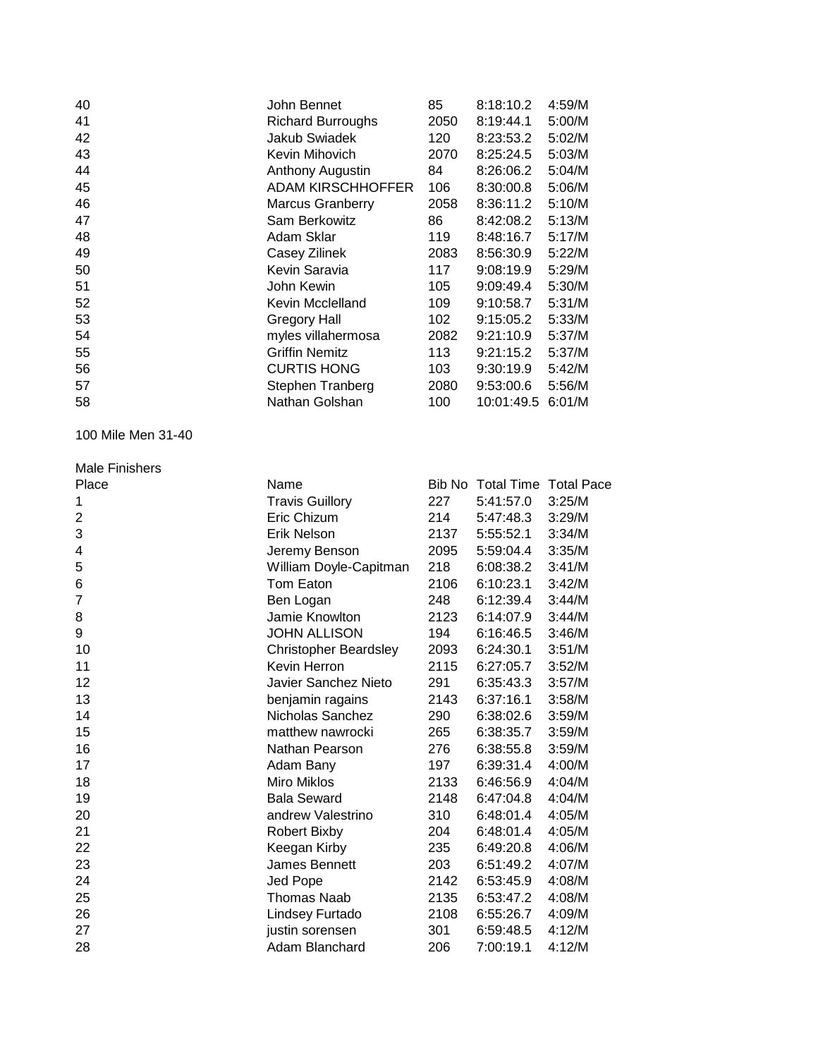| Place | Name | Bib No | Total Time | Total Pace |
|---|---|---|---|---|
| 40 | John Bennet | 85 | 8:18:10.2 | 4:59/M |
| 41 | Richard Burroughs | 2050 | 8:19:44.1 | 5:00/M |
| 42 | Jakub Swiadek | 120 | 8:23:53.2 | 5:02/M |
| 43 | Kevin Mihovich | 2070 | 8:25:24.5 | 5:03/M |
| 44 | Anthony Augustin | 84 | 8:26:06.2 | 5:04/M |
| 45 | ADAM KIRSCHHOFFER | 106 | 8:30:00.8 | 5:06/M |
| 46 | Marcus Granberry | 2058 | 8:36:11.2 | 5:10/M |
| 47 | Sam Berkowitz | 86 | 8:42:08.2 | 5:13/M |
| 48 | Adam Sklar | 119 | 8:48:16.7 | 5:17/M |
| 49 | Casey Zilinek | 2083 | 8:56:30.9 | 5:22/M |
| 50 | Kevin Saravia | 117 | 9:08:19.9 | 5:29/M |
| 51 | John Kewin | 105 | 9:09:49.4 | 5:30/M |
| 52 | Kevin Mcclelland | 109 | 9:10:58.7 | 5:31/M |
| 53 | Gregory Hall | 102 | 9:15:05.2 | 5:33/M |
| 54 | myles villahermosa | 2082 | 9:21:10.9 | 5:37/M |
| 55 | Griffin Nemitz | 113 | 9:21:15.2 | 5:37/M |
| 56 | CURTIS HONG | 103 | 9:30:19.9 | 5:42/M |
| 57 | Stephen Tranberg | 2080 | 9:53:00.6 | 5:56/M |
| 58 | Nathan Golshan | 100 | 10:01:49.5 | 6:01/M |

100 Mile Men 31-40

Male Finishers

| Place | Name | Bib No | Total Time | Total Pace |
|---|---|---|---|---|
| 1 | Travis Guillory | 227 | 5:41:57.0 | 3:25/M |
| 2 | Eric Chizum | 214 | 5:47:48.3 | 3:29/M |
| 3 | Erik Nelson | 2137 | 5:55:52.1 | 3:34/M |
| 4 | Jeremy Benson | 2095 | 5:59:04.4 | 3:35/M |
| 5 | William Doyle-Capitman | 218 | 6:08:38.2 | 3:41/M |
| 6 | Tom Eaton | 2106 | 6:10:23.1 | 3:42/M |
| 7 | Ben Logan | 248 | 6:12:39.4 | 3:44/M |
| 8 | Jamie Knowlton | 2123 | 6:14:07.9 | 3:44/M |
| 9 | JOHN ALLISON | 194 | 6:16:46.5 | 3:46/M |
| 10 | Christopher Beardsley | 2093 | 6:24:30.1 | 3:51/M |
| 11 | Kevin Herron | 2115 | 6:27:05.7 | 3:52/M |
| 12 | Javier Sanchez Nieto | 291 | 6:35:43.3 | 3:57/M |
| 13 | benjamin ragains | 2143 | 6:37:16.1 | 3:58/M |
| 14 | Nicholas Sanchez | 290 | 6:38:02.6 | 3:59/M |
| 15 | matthew nawrocki | 265 | 6:38:35.7 | 3:59/M |
| 16 | Nathan Pearson | 276 | 6:38:55.8 | 3:59/M |
| 17 | Adam Bany | 197 | 6:39:31.4 | 4:00/M |
| 18 | Miro Miklos | 2133 | 6:46:56.9 | 4:04/M |
| 19 | Bala Seward | 2148 | 6:47:04.8 | 4:04/M |
| 20 | andrew Valestrino | 310 | 6:48:01.4 | 4:05/M |
| 21 | Robert Bixby | 204 | 6:48:01.4 | 4:05/M |
| 22 | Keegan Kirby | 235 | 6:49:20.8 | 4:06/M |
| 23 | James Bennett | 203 | 6:51:49.2 | 4:07/M |
| 24 | Jed Pope | 2142 | 6:53:45.9 | 4:08/M |
| 25 | Thomas Naab | 2135 | 6:53:47.2 | 4:08/M |
| 26 | Lindsey Furtado | 2108 | 6:55:26.7 | 4:09/M |
| 27 | justin sorensen | 301 | 6:59:48.5 | 4:12/M |
| 28 | Adam Blanchard | 206 | 7:00:19.1 | 4:12/M |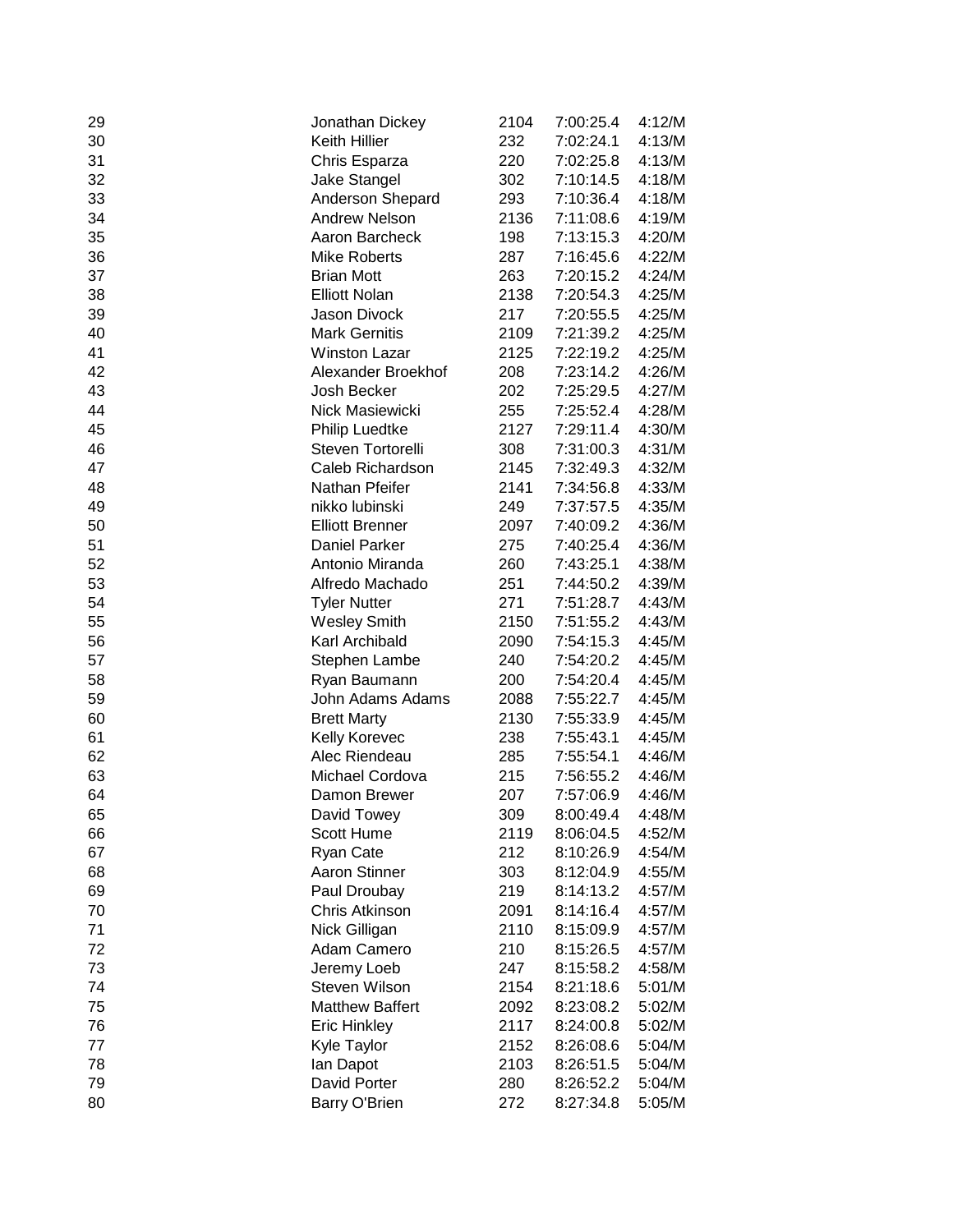| | | | | |
|---|---|---|---|---|
| 29 | Jonathan Dickey | 2104 | 7:00:25.4 | 4:12/M |
| 30 | Keith Hillier | 232 | 7:02:24.1 | 4:13/M |
| 31 | Chris Esparza | 220 | 7:02:25.8 | 4:13/M |
| 32 | Jake Stangel | 302 | 7:10:14.5 | 4:18/M |
| 33 | Anderson Shepard | 293 | 7:10:36.4 | 4:18/M |
| 34 | Andrew Nelson | 2136 | 7:11:08.6 | 4:19/M |
| 35 | Aaron Barcheck | 198 | 7:13:15.3 | 4:20/M |
| 36 | Mike Roberts | 287 | 7:16:45.6 | 4:22/M |
| 37 | Brian Mott | 263 | 7:20:15.2 | 4:24/M |
| 38 | Elliott Nolan | 2138 | 7:20:54.3 | 4:25/M |
| 39 | Jason Divock | 217 | 7:20:55.5 | 4:25/M |
| 40 | Mark Gernitis | 2109 | 7:21:39.2 | 4:25/M |
| 41 | Winston Lazar | 2125 | 7:22:19.2 | 4:25/M |
| 42 | Alexander Broekhof | 208 | 7:23:14.2 | 4:26/M |
| 43 | Josh Becker | 202 | 7:25:29.5 | 4:27/M |
| 44 | Nick Masiewicki | 255 | 7:25:52.4 | 4:28/M |
| 45 | Philip Luedtke | 2127 | 7:29:11.4 | 4:30/M |
| 46 | Steven Tortorelli | 308 | 7:31:00.3 | 4:31/M |
| 47 | Caleb Richardson | 2145 | 7:32:49.3 | 4:32/M |
| 48 | Nathan Pfeifer | 2141 | 7:34:56.8 | 4:33/M |
| 49 | nikko lubinski | 249 | 7:37:57.5 | 4:35/M |
| 50 | Elliott Brenner | 2097 | 7:40:09.2 | 4:36/M |
| 51 | Daniel Parker | 275 | 7:40:25.4 | 4:36/M |
| 52 | Antonio Miranda | 260 | 7:43:25.1 | 4:38/M |
| 53 | Alfredo Machado | 251 | 7:44:50.2 | 4:39/M |
| 54 | Tyler Nutter | 271 | 7:51:28.7 | 4:43/M |
| 55 | Wesley Smith | 2150 | 7:51:55.2 | 4:43/M |
| 56 | Karl Archibald | 2090 | 7:54:15.3 | 4:45/M |
| 57 | Stephen Lambe | 240 | 7:54:20.2 | 4:45/M |
| 58 | Ryan Baumann | 200 | 7:54:20.4 | 4:45/M |
| 59 | John Adams Adams | 2088 | 7:55:22.7 | 4:45/M |
| 60 | Brett Marty | 2130 | 7:55:33.9 | 4:45/M |
| 61 | Kelly Korevec | 238 | 7:55:43.1 | 4:45/M |
| 62 | Alec Riendeau | 285 | 7:55:54.1 | 4:46/M |
| 63 | Michael Cordova | 215 | 7:56:55.2 | 4:46/M |
| 64 | Damon Brewer | 207 | 7:57:06.9 | 4:46/M |
| 65 | David Towey | 309 | 8:00:49.4 | 4:48/M |
| 66 | Scott Hume | 2119 | 8:06:04.5 | 4:52/M |
| 67 | Ryan Cate | 212 | 8:10:26.9 | 4:54/M |
| 68 | Aaron Stinner | 303 | 8:12:04.9 | 4:55/M |
| 69 | Paul Droubay | 219 | 8:14:13.2 | 4:57/M |
| 70 | Chris Atkinson | 2091 | 8:14:16.4 | 4:57/M |
| 71 | Nick Gilligan | 2110 | 8:15:09.9 | 4:57/M |
| 72 | Adam Camero | 210 | 8:15:26.5 | 4:57/M |
| 73 | Jeremy Loeb | 247 | 8:15:58.2 | 4:58/M |
| 74 | Steven Wilson | 2154 | 8:21:18.6 | 5:01/M |
| 75 | Matthew Baffert | 2092 | 8:23:08.2 | 5:02/M |
| 76 | Eric Hinkley | 2117 | 8:24:00.8 | 5:02/M |
| 77 | Kyle Taylor | 2152 | 8:26:08.6 | 5:04/M |
| 78 | Ian Dapot | 2103 | 8:26:51.5 | 5:04/M |
| 79 | David Porter | 280 | 8:26:52.2 | 5:04/M |
| 80 | Barry O'Brien | 272 | 8:27:34.8 | 5:05/M |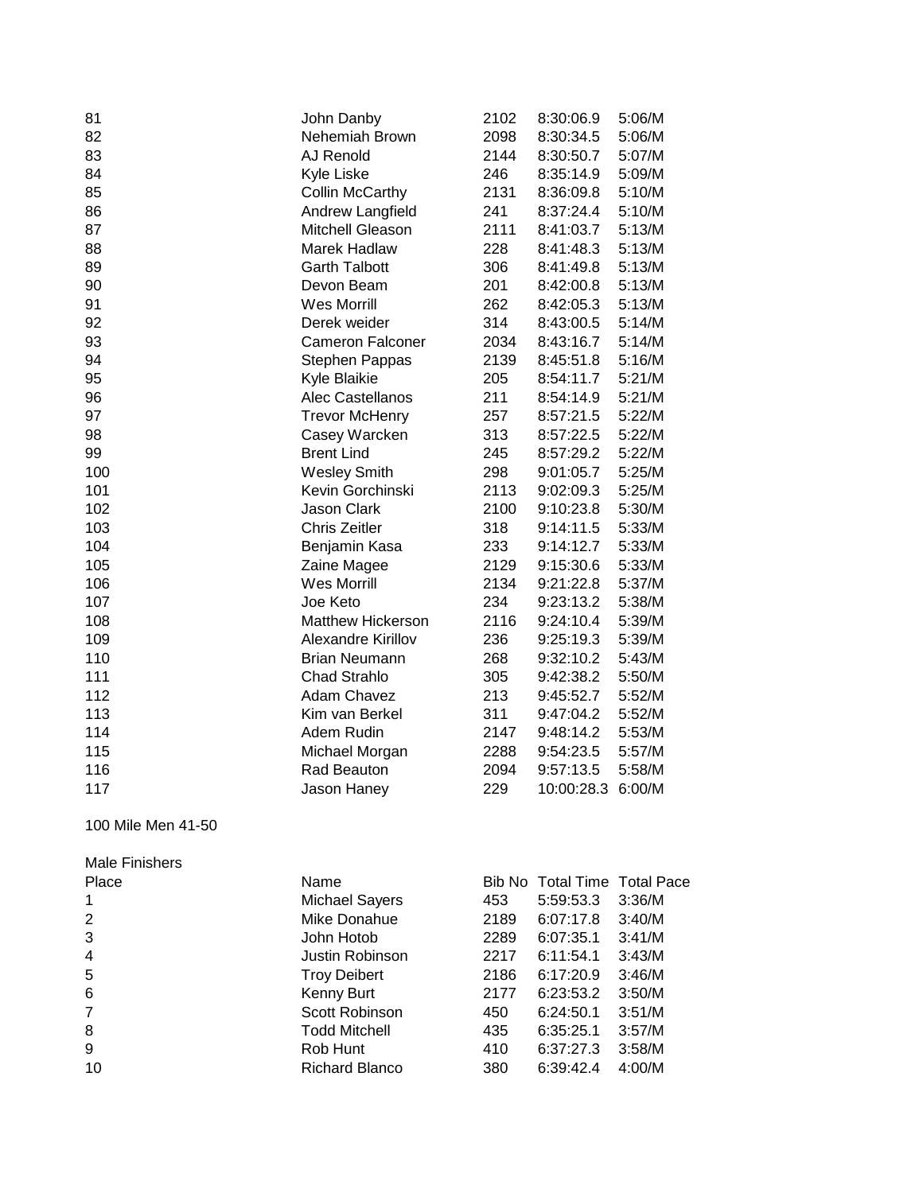| | | | | |
|---|---|---|---|---|
| 81 | John Danby | 2102 | 8:30:06.9 | 5:06/M |
| 82 | Nehemiah Brown | 2098 | 8:30:34.5 | 5:06/M |
| 83 | AJ Renold | 2144 | 8:30:50.7 | 5:07/M |
| 84 | Kyle Liske | 246 | 8:35:14.9 | 5:09/M |
| 85 | Collin McCarthy | 2131 | 8:36:09.8 | 5:10/M |
| 86 | Andrew Langfield | 241 | 8:37:24.4 | 5:10/M |
| 87 | Mitchell Gleason | 2111 | 8:41:03.7 | 5:13/M |
| 88 | Marek Hadlaw | 228 | 8:41:48.3 | 5:13/M |
| 89 | Garth Talbott | 306 | 8:41:49.8 | 5:13/M |
| 90 | Devon Beam | 201 | 8:42:00.8 | 5:13/M |
| 91 | Wes Morrill | 262 | 8:42:05.3 | 5:13/M |
| 92 | Derek weider | 314 | 8:43:00.5 | 5:14/M |
| 93 | Cameron Falconer | 2034 | 8:43:16.7 | 5:14/M |
| 94 | Stephen Pappas | 2139 | 8:45:51.8 | 5:16/M |
| 95 | Kyle Blaikie | 205 | 8:54:11.7 | 5:21/M |
| 96 | Alec Castellanos | 211 | 8:54:14.9 | 5:21/M |
| 97 | Trevor McHenry | 257 | 8:57:21.5 | 5:22/M |
| 98 | Casey Warcken | 313 | 8:57:22.5 | 5:22/M |
| 99 | Brent Lind | 245 | 8:57:29.2 | 5:22/M |
| 100 | Wesley Smith | 298 | 9:01:05.7 | 5:25/M |
| 101 | Kevin Gorchinski | 2113 | 9:02:09.3 | 5:25/M |
| 102 | Jason Clark | 2100 | 9:10:23.8 | 5:30/M |
| 103 | Chris Zeitler | 318 | 9:14:11.5 | 5:33/M |
| 104 | Benjamin Kasa | 233 | 9:14:12.7 | 5:33/M |
| 105 | Zaine Magee | 2129 | 9:15:30.6 | 5:33/M |
| 106 | Wes Morrill | 2134 | 9:21:22.8 | 5:37/M |
| 107 | Joe Keto | 234 | 9:23:13.2 | 5:38/M |
| 108 | Matthew Hickerson | 2116 | 9:24:10.4 | 5:39/M |
| 109 | Alexandre Kirillov | 236 | 9:25:19.3 | 5:39/M |
| 110 | Brian Neumann | 268 | 9:32:10.2 | 5:43/M |
| 111 | Chad Strahlo | 305 | 9:42:38.2 | 5:50/M |
| 112 | Adam Chavez | 213 | 9:45:52.7 | 5:52/M |
| 113 | Kim van Berkel | 311 | 9:47:04.2 | 5:52/M |
| 114 | Adem Rudin | 2147 | 9:48:14.2 | 5:53/M |
| 115 | Michael Morgan | 2288 | 9:54:23.5 | 5:57/M |
| 116 | Rad Beauton | 2094 | 9:57:13.5 | 5:58/M |
| 117 | Jason Haney | 229 | 10:00:28.3 | 6:00/M |

100 Mile Men 41-50

Male Finishers

| Place | Name | Bib No | Total Time | Total Pace |
|---|---|---|---|---|
| 1 | Michael Sayers | 453 | 5:59:53.3 | 3:36/M |
| 2 | Mike Donahue | 2189 | 6:07:17.8 | 3:40/M |
| 3 | John Hotob | 2289 | 6:07:35.1 | 3:41/M |
| 4 | Justin Robinson | 2217 | 6:11:54.1 | 3:43/M |
| 5 | Troy Deibert | 2186 | 6:17:20.9 | 3:46/M |
| 6 | Kenny Burt | 2177 | 6:23:53.2 | 3:50/M |
| 7 | Scott Robinson | 450 | 6:24:50.1 | 3:51/M |
| 8 | Todd Mitchell | 435 | 6:35:25.1 | 3:57/M |
| 9 | Rob Hunt | 410 | 6:37:27.3 | 3:58/M |
| 10 | Richard Blanco | 380 | 6:39:42.4 | 4:00/M |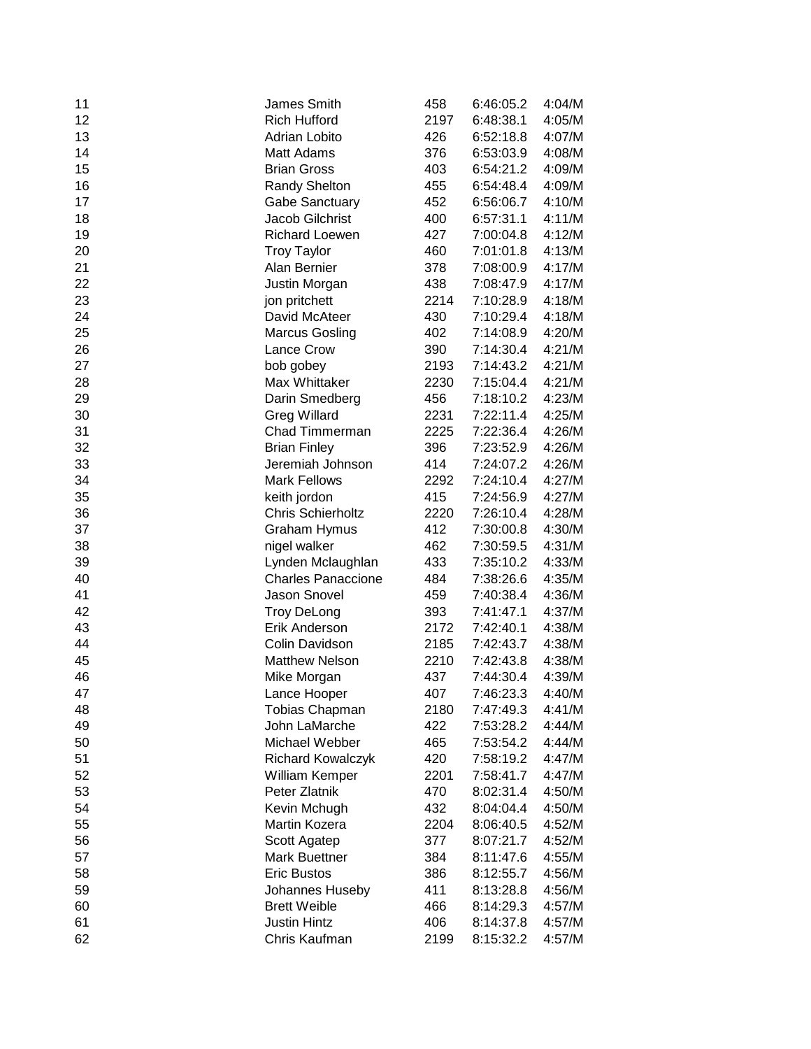| | | | | |
|---|---|---|---|---|
| 11 | James Smith | 458 | 6:46:05.2 | 4:04/M |
| 12 | Rich Hufford | 2197 | 6:48:38.1 | 4:05/M |
| 13 | Adrian Lobito | 426 | 6:52:18.8 | 4:07/M |
| 14 | Matt Adams | 376 | 6:53:03.9 | 4:08/M |
| 15 | Brian Gross | 403 | 6:54:21.2 | 4:09/M |
| 16 | Randy Shelton | 455 | 6:54:48.4 | 4:09/M |
| 17 | Gabe Sanctuary | 452 | 6:56:06.7 | 4:10/M |
| 18 | Jacob Gilchrist | 400 | 6:57:31.1 | 4:11/M |
| 19 | Richard Loewen | 427 | 7:00:04.8 | 4:12/M |
| 20 | Troy Taylor | 460 | 7:01:01.8 | 4:13/M |
| 21 | Alan Bernier | 378 | 7:08:00.9 | 4:17/M |
| 22 | Justin Morgan | 438 | 7:08:47.9 | 4:17/M |
| 23 | jon pritchett | 2214 | 7:10:28.9 | 4:18/M |
| 24 | David McAteer | 430 | 7:10:29.4 | 4:18/M |
| 25 | Marcus Gosling | 402 | 7:14:08.9 | 4:20/M |
| 26 | Lance Crow | 390 | 7:14:30.4 | 4:21/M |
| 27 | bob gobey | 2193 | 7:14:43.2 | 4:21/M |
| 28 | Max Whittaker | 2230 | 7:15:04.4 | 4:21/M |
| 29 | Darin Smedberg | 456 | 7:18:10.2 | 4:23/M |
| 30 | Greg Willard | 2231 | 7:22:11.4 | 4:25/M |
| 31 | Chad Timmerman | 2225 | 7:22:36.4 | 4:26/M |
| 32 | Brian Finley | 396 | 7:23:52.9 | 4:26/M |
| 33 | Jeremiah Johnson | 414 | 7:24:07.2 | 4:26/M |
| 34 | Mark Fellows | 2292 | 7:24:10.4 | 4:27/M |
| 35 | keith jordon | 415 | 7:24:56.9 | 4:27/M |
| 36 | Chris Schierholtz | 2220 | 7:26:10.4 | 4:28/M |
| 37 | Graham Hymus | 412 | 7:30:00.8 | 4:30/M |
| 38 | nigel walker | 462 | 7:30:59.5 | 4:31/M |
| 39 | Lynden Mclaughlan | 433 | 7:35:10.2 | 4:33/M |
| 40 | Charles Panaccione | 484 | 7:38:26.6 | 4:35/M |
| 41 | Jason Snovel | 459 | 7:40:38.4 | 4:36/M |
| 42 | Troy DeLong | 393 | 7:41:47.1 | 4:37/M |
| 43 | Erik Anderson | 2172 | 7:42:40.1 | 4:38/M |
| 44 | Colin Davidson | 2185 | 7:42:43.7 | 4:38/M |
| 45 | Matthew Nelson | 2210 | 7:42:43.8 | 4:38/M |
| 46 | Mike Morgan | 437 | 7:44:30.4 | 4:39/M |
| 47 | Lance Hooper | 407 | 7:46:23.3 | 4:40/M |
| 48 | Tobias Chapman | 2180 | 7:47:49.3 | 4:41/M |
| 49 | John LaMarche | 422 | 7:53:28.2 | 4:44/M |
| 50 | Michael Webber | 465 | 7:53:54.2 | 4:44/M |
| 51 | Richard Kowalczyk | 420 | 7:58:19.2 | 4:47/M |
| 52 | William Kemper | 2201 | 7:58:41.7 | 4:47/M |
| 53 | Peter Zlatnik | 470 | 8:02:31.4 | 4:50/M |
| 54 | Kevin Mchugh | 432 | 8:04:04.4 | 4:50/M |
| 55 | Martin Kozera | 2204 | 8:06:40.5 | 4:52/M |
| 56 | Scott Agatep | 377 | 8:07:21.7 | 4:52/M |
| 57 | Mark Buettner | 384 | 8:11:47.6 | 4:55/M |
| 58 | Eric Bustos | 386 | 8:12:55.7 | 4:56/M |
| 59 | Johannes Huseby | 411 | 8:13:28.8 | 4:56/M |
| 60 | Brett Weible | 466 | 8:14:29.3 | 4:57/M |
| 61 | Justin Hintz | 406 | 8:14:37.8 | 4:57/M |
| 62 | Chris Kaufman | 2199 | 8:15:32.2 | 4:57/M |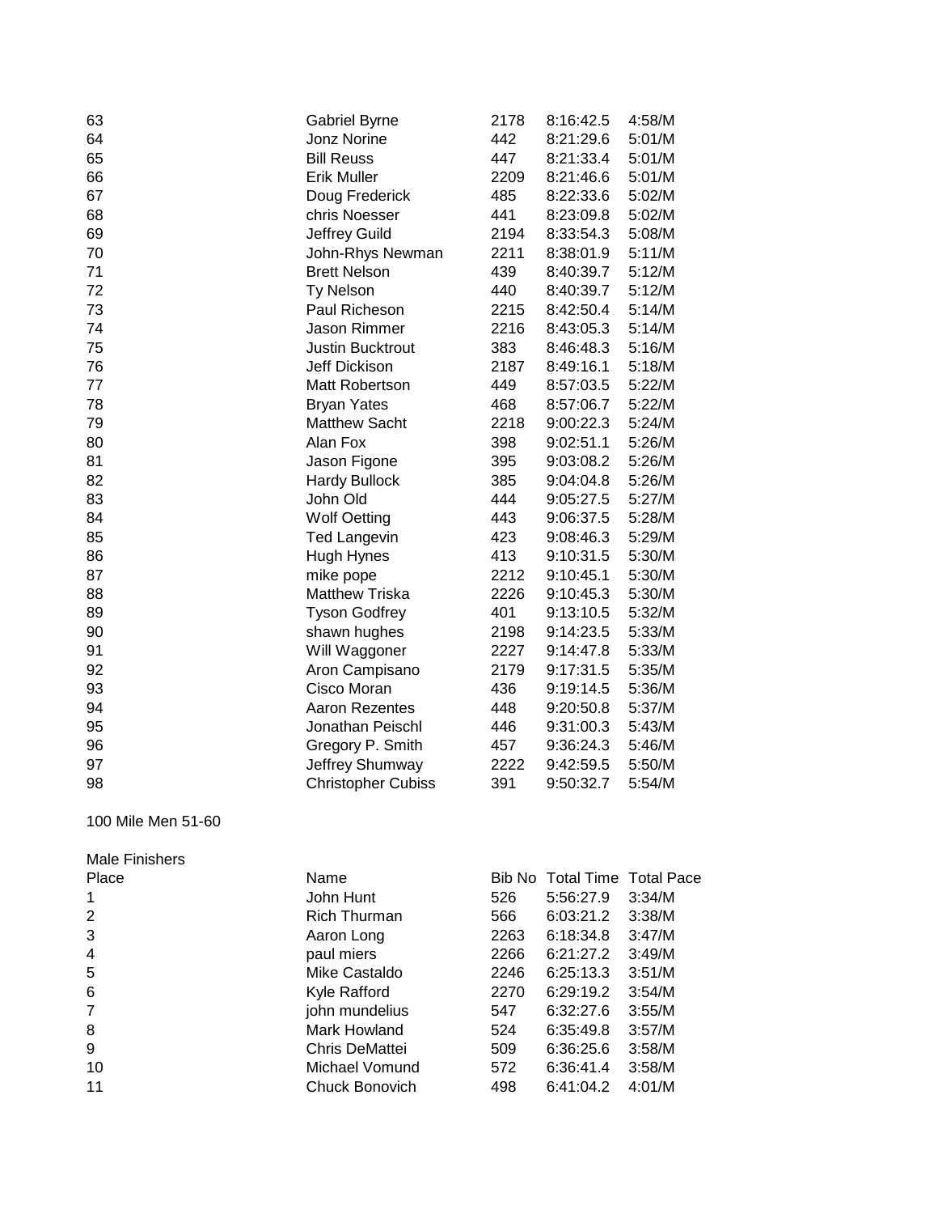| | | | | |
|---|---|---|---|---|
| 63 | Gabriel Byrne | 2178 | 8:16:42.5 | 4:58/M |
| 64 | Jonz Norine | 442 | 8:21:29.6 | 5:01/M |
| 65 | Bill Reuss | 447 | 8:21:33.4 | 5:01/M |
| 66 | Erik Muller | 2209 | 8:21:46.6 | 5:01/M |
| 67 | Doug Frederick | 485 | 8:22:33.6 | 5:02/M |
| 68 | chris Noesser | 441 | 8:23:09.8 | 5:02/M |
| 69 | Jeffrey Guild | 2194 | 8:33:54.3 | 5:08/M |
| 70 | John-Rhys Newman | 2211 | 8:38:01.9 | 5:11/M |
| 71 | Brett Nelson | 439 | 8:40:39.7 | 5:12/M |
| 72 | Ty Nelson | 440 | 8:40:39.7 | 5:12/M |
| 73 | Paul Richeson | 2215 | 8:42:50.4 | 5:14/M |
| 74 | Jason Rimmer | 2216 | 8:43:05.3 | 5:14/M |
| 75 | Justin Bucktrout | 383 | 8:46:48.3 | 5:16/M |
| 76 | Jeff Dickison | 2187 | 8:49:16.1 | 5:18/M |
| 77 | Matt Robertson | 449 | 8:57:03.5 | 5:22/M |
| 78 | Bryan Yates | 468 | 8:57:06.7 | 5:22/M |
| 79 | Matthew Sacht | 2218 | 9:00:22.3 | 5:24/M |
| 80 | Alan Fox | 398 | 9:02:51.1 | 5:26/M |
| 81 | Jason Figone | 395 | 9:03:08.2 | 5:26/M |
| 82 | Hardy Bullock | 385 | 9:04:04.8 | 5:26/M |
| 83 | John Old | 444 | 9:05:27.5 | 5:27/M |
| 84 | Wolf Oetting | 443 | 9:06:37.5 | 5:28/M |
| 85 | Ted Langevin | 423 | 9:08:46.3 | 5:29/M |
| 86 | Hugh Hynes | 413 | 9:10:31.5 | 5:30/M |
| 87 | mike pope | 2212 | 9:10:45.1 | 5:30/M |
| 88 | Matthew Triska | 2226 | 9:10:45.3 | 5:30/M |
| 89 | Tyson Godfrey | 401 | 9:13:10.5 | 5:32/M |
| 90 | shawn hughes | 2198 | 9:14:23.5 | 5:33/M |
| 91 | Will Waggoner | 2227 | 9:14:47.8 | 5:33/M |
| 92 | Aron Campisano | 2179 | 9:17:31.5 | 5:35/M |
| 93 | Cisco Moran | 436 | 9:19:14.5 | 5:36/M |
| 94 | Aaron Rezentes | 448 | 9:20:50.8 | 5:37/M |
| 95 | Jonathan Peischl | 446 | 9:31:00.3 | 5:43/M |
| 96 | Gregory P. Smith | 457 | 9:36:24.3 | 5:46/M |
| 97 | Jeffrey Shumway | 2222 | 9:42:59.5 | 5:50/M |
| 98 | Christopher Cubiss | 391 | 9:50:32.7 | 5:54/M |

100 Mile Men 51-60

Male Finishers

| Place | Name | Bib No | Total Time | Total Pace |
|---|---|---|---|---|
| 1 | John Hunt | 526 | 5:56:27.9 | 3:34/M |
| 2 | Rich Thurman | 566 | 6:03:21.2 | 3:38/M |
| 3 | Aaron Long | 2263 | 6:18:34.8 | 3:47/M |
| 4 | paul miers | 2266 | 6:21:27.2 | 3:49/M |
| 5 | Mike Castaldo | 2246 | 6:25:13.3 | 3:51/M |
| 6 | Kyle Rafford | 2270 | 6:29:19.2 | 3:54/M |
| 7 | john mundelius | 547 | 6:32:27.6 | 3:55/M |
| 8 | Mark Howland | 524 | 6:35:49.8 | 3:57/M |
| 9 | Chris DeMattei | 509 | 6:36:25.6 | 3:58/M |
| 10 | Michael Vomund | 572 | 6:36:41.4 | 3:58/M |
| 11 | Chuck Bonovich | 498 | 6:41:04.2 | 4:01/M |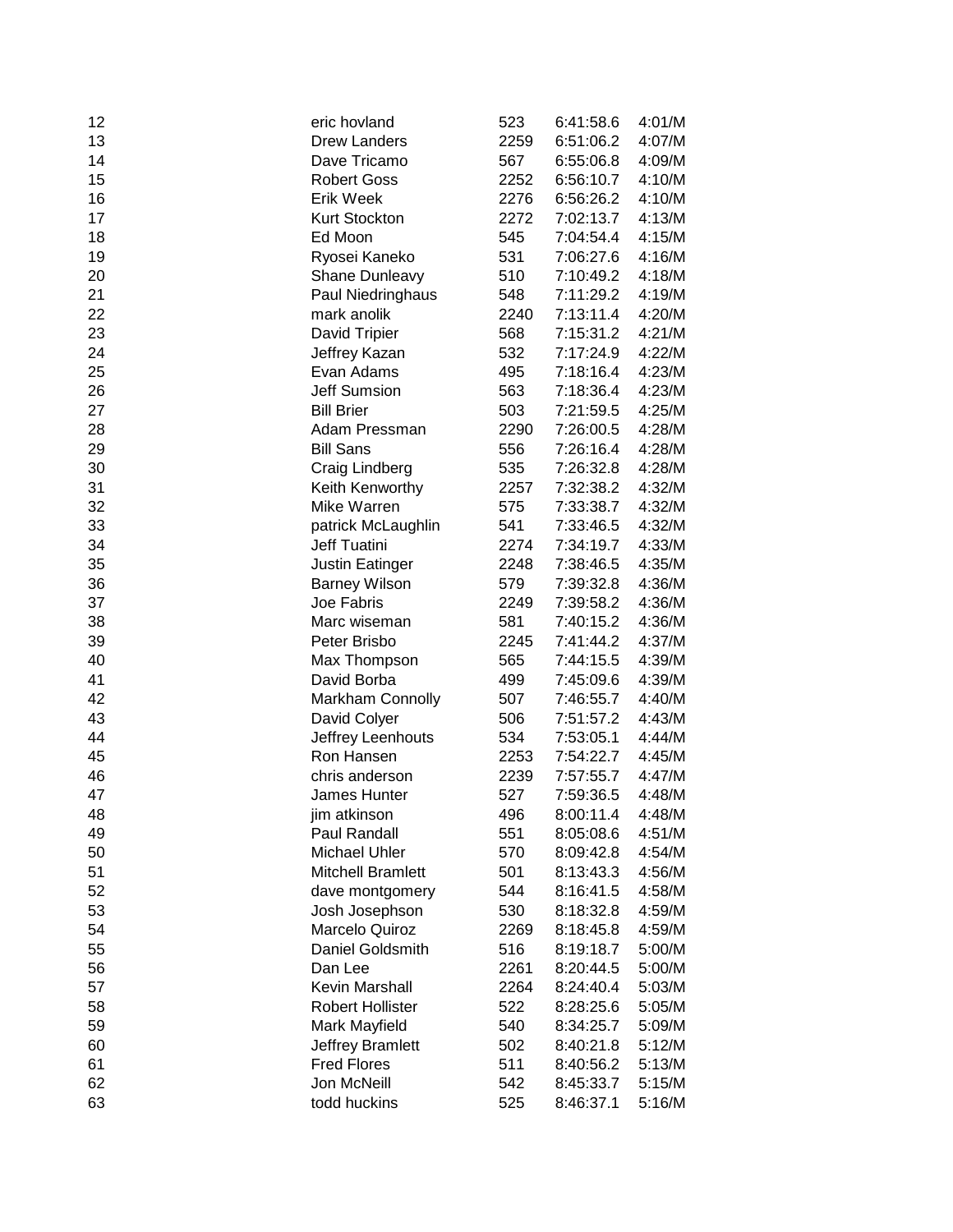| | | | | |
|---|---|---|---|---|
| 12 | eric hovland | 523 | 6:41:58.6 | 4:01/M |
| 13 | Drew Landers | 2259 | 6:51:06.2 | 4:07/M |
| 14 | Dave Tricamo | 567 | 6:55:06.8 | 4:09/M |
| 15 | Robert Goss | 2252 | 6:56:10.7 | 4:10/M |
| 16 | Erik Week | 2276 | 6:56:26.2 | 4:10/M |
| 17 | Kurt Stockton | 2272 | 7:02:13.7 | 4:13/M |
| 18 | Ed Moon | 545 | 7:04:54.4 | 4:15/M |
| 19 | Ryosei Kaneko | 531 | 7:06:27.6 | 4:16/M |
| 20 | Shane Dunleavy | 510 | 7:10:49.2 | 4:18/M |
| 21 | Paul Niedringhaus | 548 | 7:11:29.2 | 4:19/M |
| 22 | mark anolik | 2240 | 7:13:11.4 | 4:20/M |
| 23 | David Tripier | 568 | 7:15:31.2 | 4:21/M |
| 24 | Jeffrey Kazan | 532 | 7:17:24.9 | 4:22/M |
| 25 | Evan Adams | 495 | 7:18:16.4 | 4:23/M |
| 26 | Jeff Sumsion | 563 | 7:18:36.4 | 4:23/M |
| 27 | Bill Brier | 503 | 7:21:59.5 | 4:25/M |
| 28 | Adam Pressman | 2290 | 7:26:00.5 | 4:28/M |
| 29 | Bill Sans | 556 | 7:26:16.4 | 4:28/M |
| 30 | Craig Lindberg | 535 | 7:26:32.8 | 4:28/M |
| 31 | Keith Kenworthy | 2257 | 7:32:38.2 | 4:32/M |
| 32 | Mike Warren | 575 | 7:33:38.7 | 4:32/M |
| 33 | patrick McLaughlin | 541 | 7:33:46.5 | 4:32/M |
| 34 | Jeff Tuatini | 2274 | 7:34:19.7 | 4:33/M |
| 35 | Justin Eatinger | 2248 | 7:38:46.5 | 4:35/M |
| 36 | Barney Wilson | 579 | 7:39:32.8 | 4:36/M |
| 37 | Joe Fabris | 2249 | 7:39:58.2 | 4:36/M |
| 38 | Marc wiseman | 581 | 7:40:15.2 | 4:36/M |
| 39 | Peter Brisbo | 2245 | 7:41:44.2 | 4:37/M |
| 40 | Max Thompson | 565 | 7:44:15.5 | 4:39/M |
| 41 | David Borba | 499 | 7:45:09.6 | 4:39/M |
| 42 | Markham Connolly | 507 | 7:46:55.7 | 4:40/M |
| 43 | David Colyer | 506 | 7:51:57.2 | 4:43/M |
| 44 | Jeffrey Leenhouts | 534 | 7:53:05.1 | 4:44/M |
| 45 | Ron Hansen | 2253 | 7:54:22.7 | 4:45/M |
| 46 | chris anderson | 2239 | 7:57:55.7 | 4:47/M |
| 47 | James Hunter | 527 | 7:59:36.5 | 4:48/M |
| 48 | jim atkinson | 496 | 8:00:11.4 | 4:48/M |
| 49 | Paul Randall | 551 | 8:05:08.6 | 4:51/M |
| 50 | Michael Uhler | 570 | 8:09:42.8 | 4:54/M |
| 51 | Mitchell Bramlett | 501 | 8:13:43.3 | 4:56/M |
| 52 | dave montgomery | 544 | 8:16:41.5 | 4:58/M |
| 53 | Josh Josephson | 530 | 8:18:32.8 | 4:59/M |
| 54 | Marcelo Quiroz | 2269 | 8:18:45.8 | 4:59/M |
| 55 | Daniel Goldsmith | 516 | 8:19:18.7 | 5:00/M |
| 56 | Dan Lee | 2261 | 8:20:44.5 | 5:00/M |
| 57 | Kevin Marshall | 2264 | 8:24:40.4 | 5:03/M |
| 58 | Robert Hollister | 522 | 8:28:25.6 | 5:05/M |
| 59 | Mark Mayfield | 540 | 8:34:25.7 | 5:09/M |
| 60 | Jeffrey Bramlett | 502 | 8:40:21.8 | 5:12/M |
| 61 | Fred Flores | 511 | 8:40:56.2 | 5:13/M |
| 62 | Jon McNeill | 542 | 8:45:33.7 | 5:15/M |
| 63 | todd huckins | 525 | 8:46:37.1 | 5:16/M |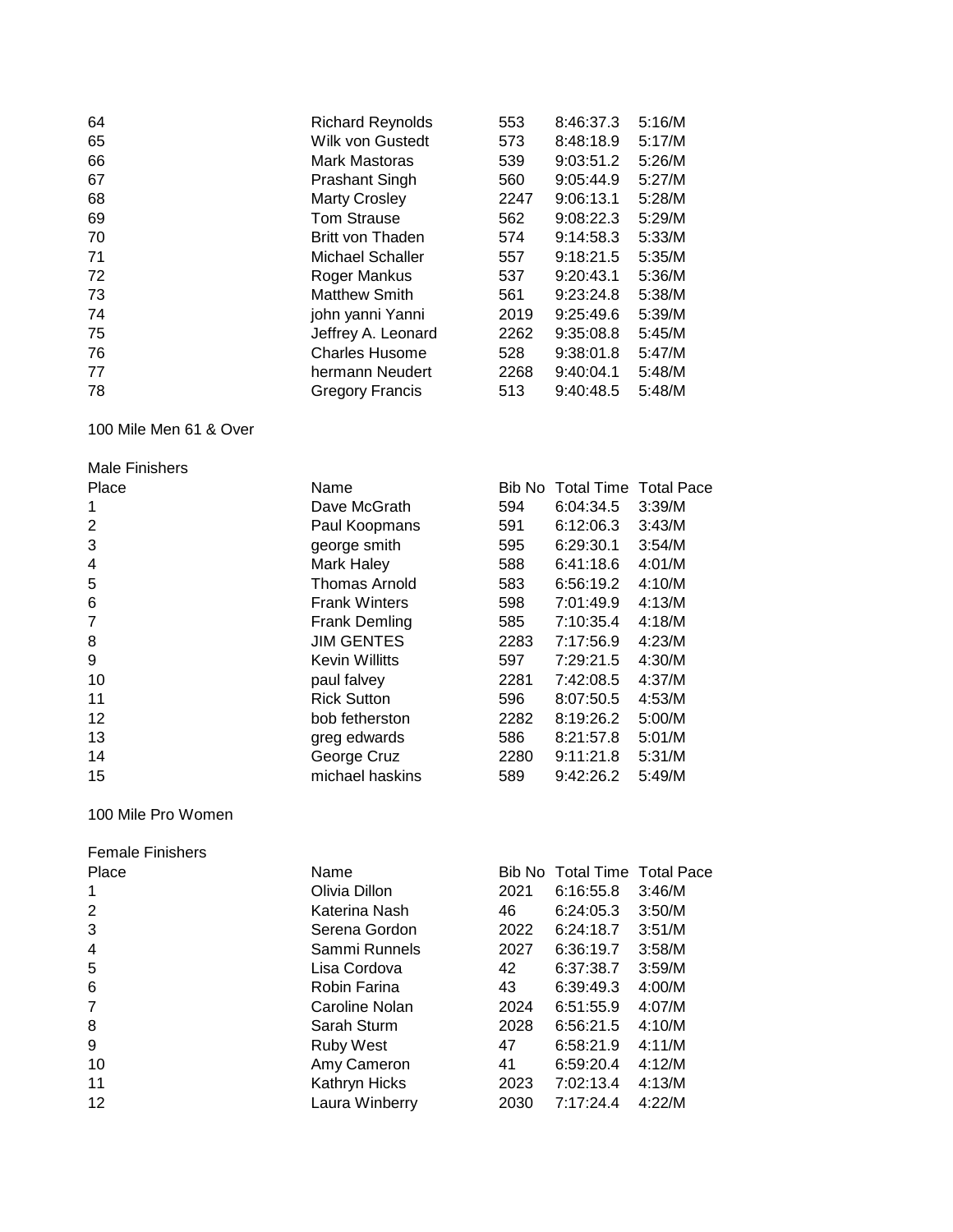| | | | | |
|---|---|---|---|---|
| 64 | Richard Reynolds | 553 | 8:46:37.3 | 5:16/M |
| 65 | Wilk von Gustedt | 573 | 8:48:18.9 | 5:17/M |
| 66 | Mark Mastoras | 539 | 9:03:51.2 | 5:26/M |
| 67 | Prashant Singh | 560 | 9:05:44.9 | 5:27/M |
| 68 | Marty Crosley | 2247 | 9:06:13.1 | 5:28/M |
| 69 | Tom Strause | 562 | 9:08:22.3 | 5:29/M |
| 70 | Britt von Thaden | 574 | 9:14:58.3 | 5:33/M |
| 71 | Michael Schaller | 557 | 9:18:21.5 | 5:35/M |
| 72 | Roger Mankus | 537 | 9:20:43.1 | 5:36/M |
| 73 | Matthew Smith | 561 | 9:23:24.8 | 5:38/M |
| 74 | john yanni Yanni | 2019 | 9:25:49.6 | 5:39/M |
| 75 | Jeffrey A. Leonard | 2262 | 9:35:08.8 | 5:45/M |
| 76 | Charles Husome | 528 | 9:38:01.8 | 5:47/M |
| 77 | hermann Neudert | 2268 | 9:40:04.1 | 5:48/M |
| 78 | Gregory Francis | 513 | 9:40:48.5 | 5:48/M |

100 Mile Men 61 & Over

Male Finishers

| Place | Name | Bib No | Total Time | Total Pace |
|---|---|---|---|---|
| 1 | Dave McGrath | 594 | 6:04:34.5 | 3:39/M |
| 2 | Paul Koopmans | 591 | 6:12:06.3 | 3:43/M |
| 3 | george smith | 595 | 6:29:30.1 | 3:54/M |
| 4 | Mark Haley | 588 | 6:41:18.6 | 4:01/M |
| 5 | Thomas Arnold | 583 | 6:56:19.2 | 4:10/M |
| 6 | Frank Winters | 598 | 7:01:49.9 | 4:13/M |
| 7 | Frank Demling | 585 | 7:10:35.4 | 4:18/M |
| 8 | JIM GENTES | 2283 | 7:17:56.9 | 4:23/M |
| 9 | Kevin Willitts | 597 | 7:29:21.5 | 4:30/M |
| 10 | paul falvey | 2281 | 7:42:08.5 | 4:37/M |
| 11 | Rick Sutton | 596 | 8:07:50.5 | 4:53/M |
| 12 | bob fetherston | 2282 | 8:19:26.2 | 5:00/M |
| 13 | greg edwards | 586 | 8:21:57.8 | 5:01/M |
| 14 | George Cruz | 2280 | 9:11:21.8 | 5:31/M |
| 15 | michael haskins | 589 | 9:42:26.2 | 5:49/M |

100 Mile Pro Women

Female Finishers

| Place | Name | Bib No | Total Time | Total Pace |
|---|---|---|---|---|
| 1 | Olivia Dillon | 2021 | 6:16:55.8 | 3:46/M |
| 2 | Katerina Nash | 46 | 6:24:05.3 | 3:50/M |
| 3 | Serena Gordon | 2022 | 6:24:18.7 | 3:51/M |
| 4 | Sammi Runnels | 2027 | 6:36:19.7 | 3:58/M |
| 5 | Lisa Cordova | 42 | 6:37:38.7 | 3:59/M |
| 6 | Robin Farina | 43 | 6:39:49.3 | 4:00/M |
| 7 | Caroline Nolan | 2024 | 6:51:55.9 | 4:07/M |
| 8 | Sarah Sturm | 2028 | 6:56:21.5 | 4:10/M |
| 9 | Ruby West | 47 | 6:58:21.9 | 4:11/M |
| 10 | Amy Cameron | 41 | 6:59:20.4 | 4:12/M |
| 11 | Kathryn Hicks | 2023 | 7:02:13.4 | 4:13/M |
| 12 | Laura Winberry | 2030 | 7:17:24.4 | 4:22/M |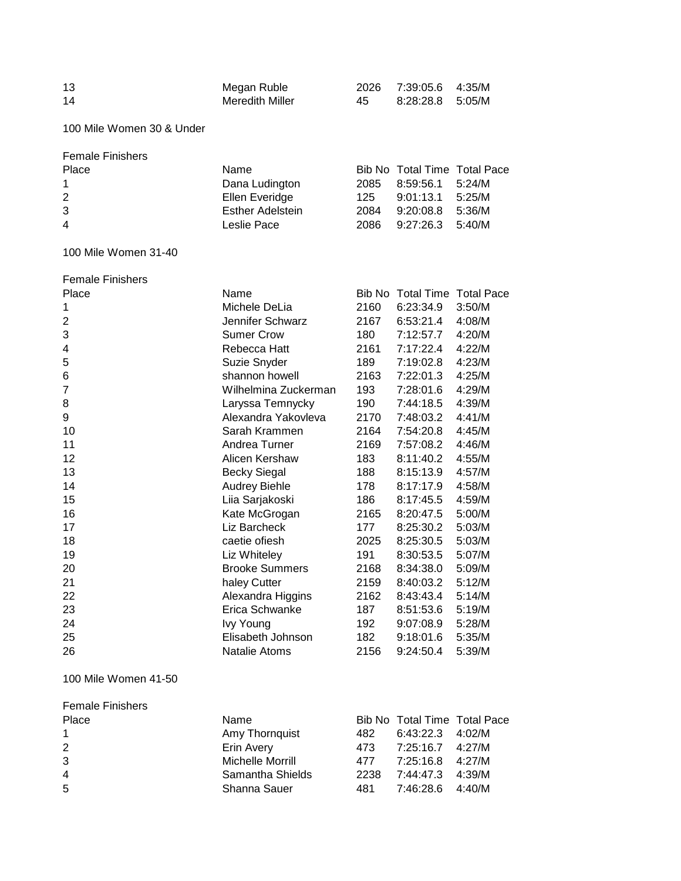| | | | | |
|---|---|---|---|---|
| 13 | Megan Ruble | 2026 | 7:39:05.6 | 4:35/M |
| 14 | Meredith Miller | 45 | 8:28:28.8 | 5:05/M |

100 Mile Women 30 & Under

Female Finishers

| Place | Name | Bib No | Total Time | Total Pace |
|---|---|---|---|---|
| 1 | Dana Ludington | 2085 | 8:59:56.1 | 5:24/M |
| 2 | Ellen Everidge | 125 | 9:01:13.1 | 5:25/M |
| 3 | Esther Adelstein | 2084 | 9:20:08.8 | 5:36/M |
| 4 | Leslie Pace | 2086 | 9:27:26.3 | 5:40/M |

100 Mile Women 31-40

Female Finishers

| Place | Name | Bib No | Total Time | Total Pace |
|---|---|---|---|---|
| 1 | Michele DeLia | 2160 | 6:23:34.9 | 3:50/M |
| 2 | Jennifer Schwarz | 2167 | 6:53:21.4 | 4:08/M |
| 3 | Sumer Crow | 180 | 7:12:57.7 | 4:20/M |
| 4 | Rebecca Hatt | 2161 | 7:17:22.4 | 4:22/M |
| 5 | Suzie Snyder | 189 | 7:19:02.8 | 4:23/M |
| 6 | shannon howell | 2163 | 7:22:01.3 | 4:25/M |
| 7 | Wilhelmina Zuckerman | 193 | 7:28:01.6 | 4:29/M |
| 8 | Laryssa Temnycky | 190 | 7:44:18.5 | 4:39/M |
| 9 | Alexandra Yakovleva | 2170 | 7:48:03.2 | 4:41/M |
| 10 | Sarah Krammen | 2164 | 7:54:20.8 | 4:45/M |
| 11 | Andrea Turner | 2169 | 7:57:08.2 | 4:46/M |
| 12 | Alicen Kershaw | 183 | 8:11:40.2 | 4:55/M |
| 13 | Becky Siegal | 188 | 8:15:13.9 | 4:57/M |
| 14 | Audrey Biehle | 178 | 8:17:17.9 | 4:58/M |
| 15 | Liia Sarjakoski | 186 | 8:17:45.5 | 4:59/M |
| 16 | Kate McGrogan | 2165 | 8:20:47.5 | 5:00/M |
| 17 | Liz Barcheck | 177 | 8:25:30.2 | 5:03/M |
| 18 | caetie ofiesh | 2025 | 8:25:30.5 | 5:03/M |
| 19 | Liz Whiteley | 191 | 8:30:53.5 | 5:07/M |
| 20 | Brooke Summers | 2168 | 8:34:38.0 | 5:09/M |
| 21 | haley Cutter | 2159 | 8:40:03.2 | 5:12/M |
| 22 | Alexandra Higgins | 2162 | 8:43:43.4 | 5:14/M |
| 23 | Erica Schwanke | 187 | 8:51:53.6 | 5:19/M |
| 24 | Ivy Young | 192 | 9:07:08.9 | 5:28/M |
| 25 | Elisabeth Johnson | 182 | 9:18:01.6 | 5:35/M |
| 26 | Natalie Atoms | 2156 | 9:24:50.4 | 5:39/M |

100 Mile Women 41-50

Female Finishers

| Place | Name | Bib No | Total Time | Total Pace |
|---|---|---|---|---|
| 1 | Amy Thornquist | 482 | 6:43:22.3 | 4:02/M |
| 2 | Erin Avery | 473 | 7:25:16.7 | 4:27/M |
| 3 | Michelle Morrill | 477 | 7:25:16.8 | 4:27/M |
| 4 | Samantha Shields | 2238 | 7:44:47.3 | 4:39/M |
| 5 | Shanna Sauer | 481 | 7:46:28.6 | 4:40/M |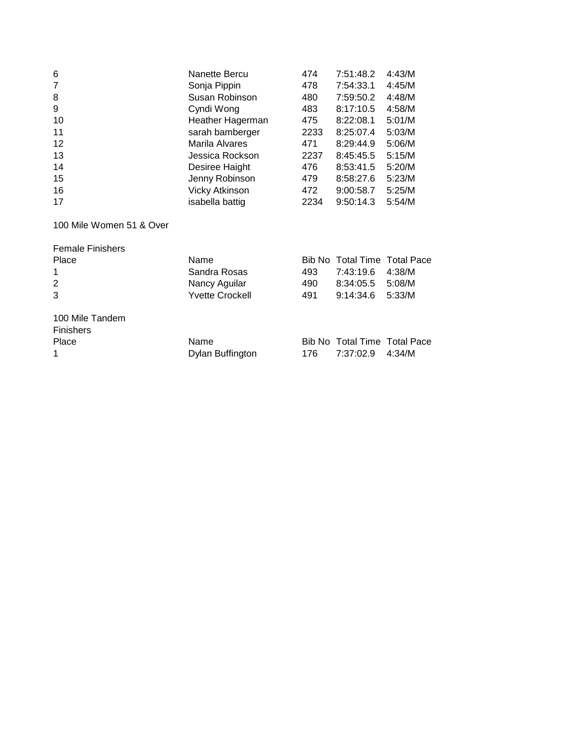| | | | | |
|---|---|---|---|---|
| 6 | Nanette Bercu | 474 | 7:51:48.2 | 4:43/M |
| 7 | Sonja Pippin | 478 | 7:54:33.1 | 4:45/M |
| 8 | Susan Robinson | 480 | 7:59:50.2 | 4:48/M |
| 9 | Cyndi Wong | 483 | 8:17:10.5 | 4:58/M |
| 10 | Heather Hagerman | 475 | 8:22:08.1 | 5:01/M |
| 11 | sarah bamberger | 2233 | 8:25:07.4 | 5:03/M |
| 12 | Marila Alvares | 471 | 8:29:44.9 | 5:06/M |
| 13 | Jessica Rockson | 2237 | 8:45:45.5 | 5:15/M |
| 14 | Desiree Haight | 476 | 8:53:41.5 | 5:20/M |
| 15 | Jenny Robinson | 479 | 8:58:27.6 | 5:23/M |
| 16 | Vicky Atkinson | 472 | 9:00:58.7 | 5:25/M |
| 17 | isabella battig | 2234 | 9:50:14.3 | 5:54/M |

100 Mile Women 51 & Over

Female Finishers

| Place | Name | Bib No | Total Time | Total Pace |
|---|---|---|---|---|
| 1 | Sandra Rosas | 493 | 7:43:19.6 | 4:38/M |
| 2 | Nancy Aguilar | 490 | 8:34:05.5 | 5:08/M |
| 3 | Yvette Crockell | 491 | 9:14:34.6 | 5:33/M |

100 Mile Tandem

Finishers

| Place | Name | Bib No | Total Time | Total Pace |
|---|---|---|---|---|
| 1 | Dylan Buffington | 176 | 7:37:02.9 | 4:34/M |